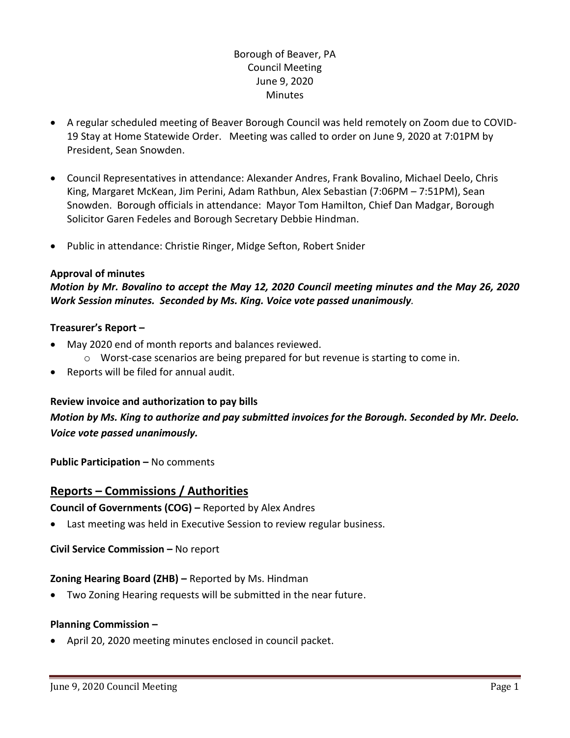Borough of Beaver, PA
Council Meeting
June 9, 2020
Minutes

- A regular scheduled meeting of Beaver Borough Council was held remotely on Zoom due to COVID-19 Stay at Home Statewide Order. Meeting was called to order on June 9, 2020 at 7:01PM by President, Sean Snowden.
- Council Representatives in attendance: Alexander Andres, Frank Bovalino, Michael Deelo, Chris King, Margaret McKean, Jim Perini, Adam Rathbun, Alex Sebastian (7:06PM – 7:51PM), Sean Snowden. Borough officials in attendance: Mayor Tom Hamilton, Chief Dan Madgar, Borough Solicitor Garen Fedeles and Borough Secretary Debbie Hindman.
- Public in attendance: Christie Ringer, Midge Sefton, Robert Snider

**Approval of minutes**

***Motion by Mr. Bovalino to accept the May 12, 2020 Council meeting minutes and the May 26, 2020 Work Session minutes. Seconded by Ms. King. Voice vote passed unanimously***.

**Treasurer's Report –**

- May 2020 end of month reports and balances reviewed.
  - Worst-case scenarios are being prepared for but revenue is starting to come in.
- Reports will be filed for annual audit.

**Review invoice and authorization to pay bills**

***Motion by Ms. King to authorize and pay submitted invoices for the Borough. Seconded by Mr. Deelo. Voice vote passed unanimously.***

**Public Participation –** No comments

## Reports – Commissions / Authorities

**Council of Governments (COG) –** Reported by Alex Andres

- Last meeting was held in Executive Session to review regular business.

**Civil Service Commission –** No report

**Zoning Hearing Board (ZHB) –** Reported by Ms. Hindman

- Two Zoning Hearing requests will be submitted in the near future.

**Planning Commission –**

- April 20, 2020 meeting minutes enclosed in council packet.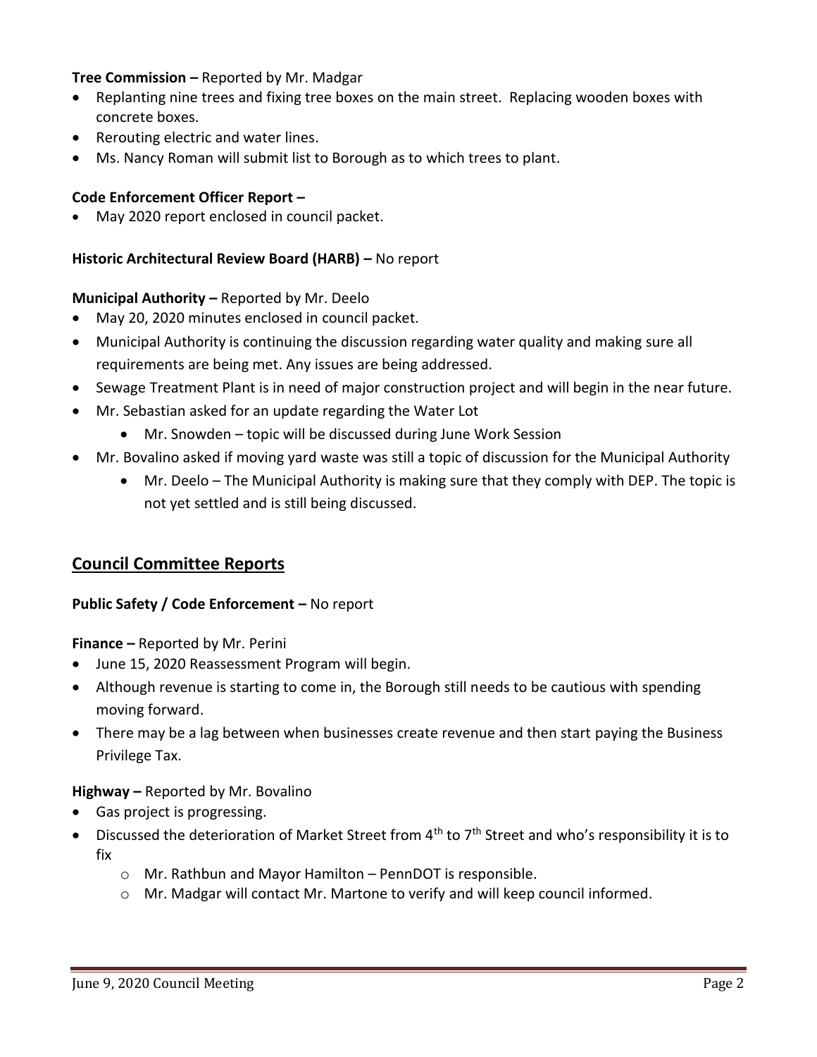**Tree Commission –** Reported by Mr. Madgar

- Replanting nine trees and fixing tree boxes on the main street. Replacing wooden boxes with concrete boxes.
- Rerouting electric and water lines.
- Ms. Nancy Roman will submit list to Borough as to which trees to plant.

**Code Enforcement Officer Report –**

- May 2020 report enclosed in council packet.

**Historic Architectural Review Board (HARB) –** No report

**Municipal Authority –** Reported by Mr. Deelo

- May 20, 2020 minutes enclosed in council packet.
- Municipal Authority is continuing the discussion regarding water quality and making sure all requirements are being met. Any issues are being addressed.
- Sewage Treatment Plant is in need of major construction project and will begin in the near future.
- Mr. Sebastian asked for an update regarding the Water Lot
  - Mr. Snowden – topic will be discussed during June Work Session
- Mr. Bovalino asked if moving yard waste was still a topic of discussion for the Municipal Authority
  - Mr. Deelo – The Municipal Authority is making sure that they comply with DEP. The topic is not yet settled and is still being discussed.

## Council Committee Reports

**Public Safety / Code Enforcement –** No report

**Finance –** Reported by Mr. Perini

- June 15, 2020 Reassessment Program will begin.
- Although revenue is starting to come in, the Borough still needs to be cautious with spending moving forward.
- There may be a lag between when businesses create revenue and then start paying the Business Privilege Tax.

**Highway –** Reported by Mr. Bovalino

- Gas project is progressing.
- Discussed the deterioration of Market Street from 4th to 7th Street and who's responsibility it is to fix
  - Mr. Rathbun and Mayor Hamilton – PennDOT is responsible.
  - Mr. Madgar will contact Mr. Martone to verify and will keep council informed.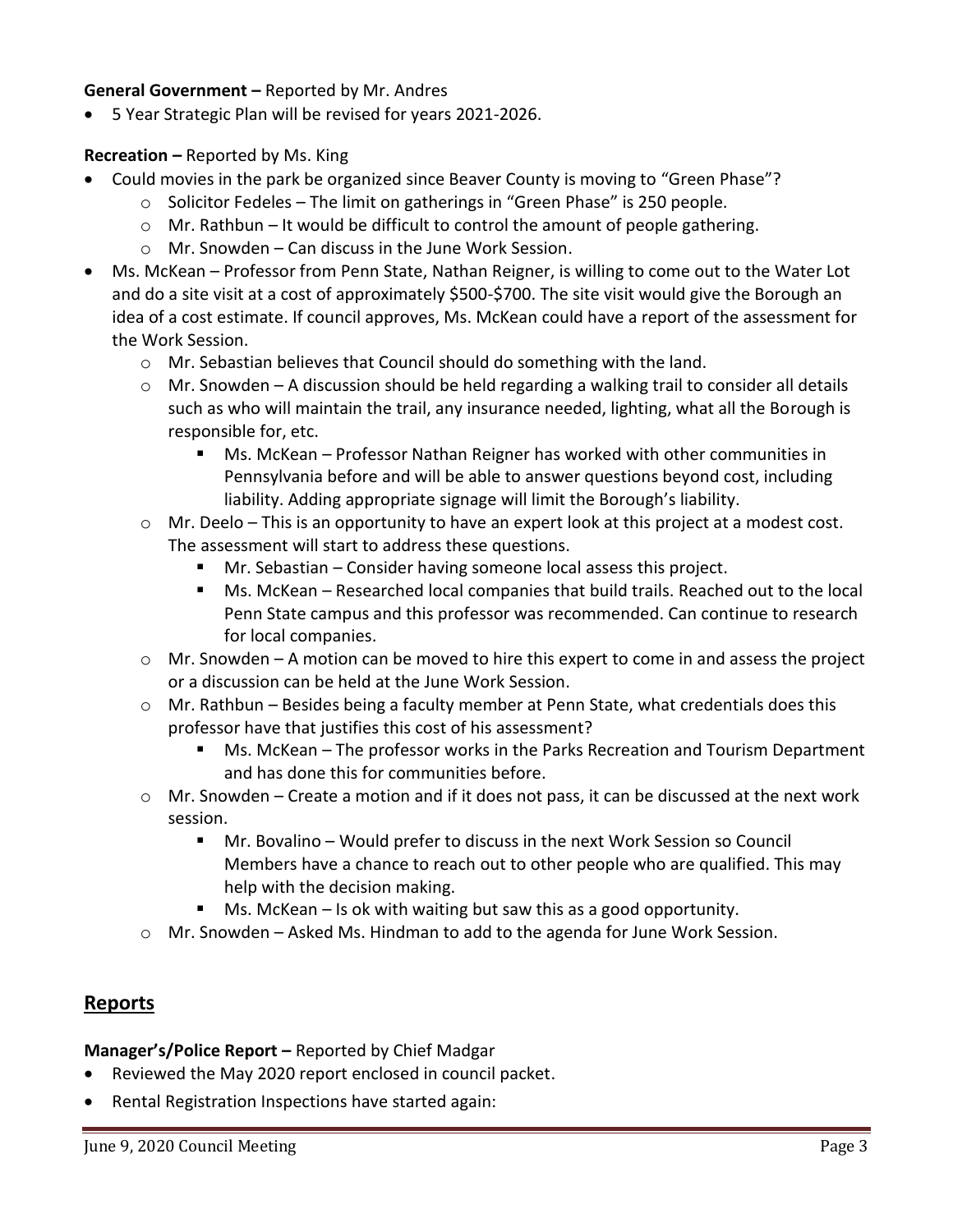**General Government –** Reported by Mr. Andres

- 5 Year Strategic Plan will be revised for years 2021-2026.

**Recreation –** Reported by Ms. King

- Could movies in the park be organized since Beaver County is moving to "Green Phase"?
  - Solicitor Fedeles – The limit on gatherings in "Green Phase" is 250 people.
  - Mr. Rathbun – It would be difficult to control the amount of people gathering.
  - Mr. Snowden – Can discuss in the June Work Session.
- Ms. McKean – Professor from Penn State, Nathan Reigner, is willing to come out to the Water Lot and do a site visit at a cost of approximately $500-$700. The site visit would give the Borough an idea of a cost estimate. If council approves, Ms. McKean could have a report of the assessment for the Work Session.
  - Mr. Sebastian believes that Council should do something with the land.
  - Mr. Snowden – A discussion should be held regarding a walking trail to consider all details such as who will maintain the trail, any insurance needed, lighting, what all the Borough is responsible for, etc.
    - Ms. McKean – Professor Nathan Reigner has worked with other communities in Pennsylvania before and will be able to answer questions beyond cost, including liability. Adding appropriate signage will limit the Borough's liability.
  - Mr. Deelo – This is an opportunity to have an expert look at this project at a modest cost. The assessment will start to address these questions.
    - Mr. Sebastian – Consider having someone local assess this project.
    - Ms. McKean – Researched local companies that build trails. Reached out to the local Penn State campus and this professor was recommended. Can continue to research for local companies.
  - Mr. Snowden – A motion can be moved to hire this expert to come in and assess the project or a discussion can be held at the June Work Session.
  - Mr. Rathbun – Besides being a faculty member at Penn State, what credentials does this professor have that justifies this cost of his assessment?
    - Ms. McKean – The professor works in the Parks Recreation and Tourism Department and has done this for communities before.
  - Mr. Snowden – Create a motion and if it does not pass, it can be discussed at the next work session.
    - Mr. Bovalino – Would prefer to discuss in the next Work Session so Council Members have a chance to reach out to other people who are qualified. This may help with the decision making.
    - Ms. McKean – Is ok with waiting but saw this as a good opportunity.
  - Mr. Snowden – Asked Ms. Hindman to add to the agenda for June Work Session.

## Reports

**Manager's/Police Report –** Reported by Chief Madgar

- Reviewed the May 2020 report enclosed in council packet.
- Rental Registration Inspections have started again: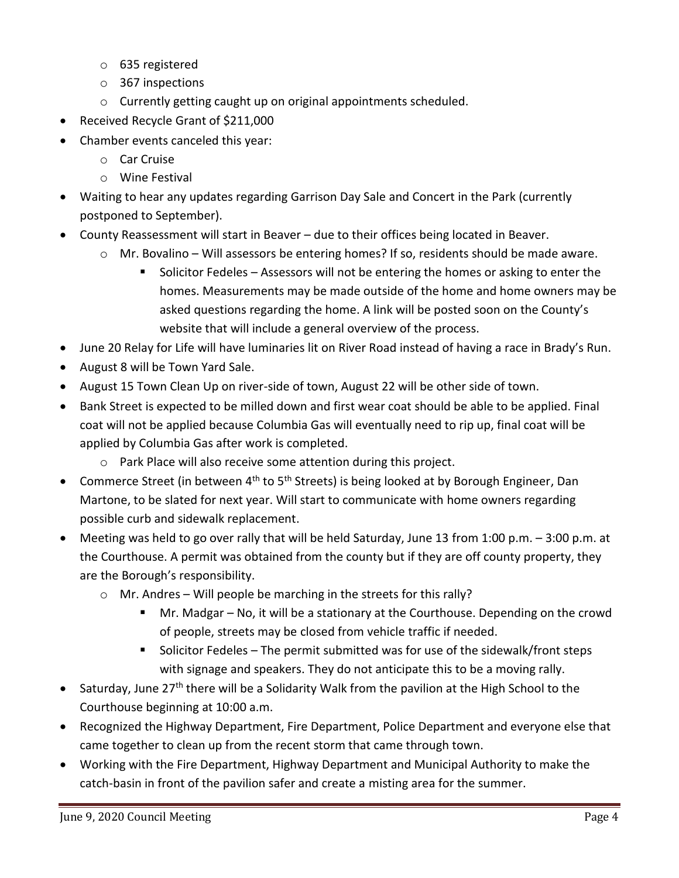- 635 registered
  - 367 inspections
  - Currently getting caught up on original appointments scheduled.
- Received Recycle Grant of $211,000
- Chamber events canceled this year:
  - Car Cruise
  - Wine Festival
- Waiting to hear any updates regarding Garrison Day Sale and Concert in the Park (currently postponed to September).
- County Reassessment will start in Beaver – due to their offices being located in Beaver.
  - Mr. Bovalino – Will assessors be entering homes? If so, residents should be made aware.
    - Solicitor Fedeles – Assessors will not be entering the homes or asking to enter the homes. Measurements may be made outside of the home and home owners may be asked questions regarding the home. A link will be posted soon on the County's website that will include a general overview of the process.
- June 20 Relay for Life will have luminaries lit on River Road instead of having a race in Brady's Run.
- August 8 will be Town Yard Sale.
- August 15 Town Clean Up on river-side of town, August 22 will be other side of town.
- Bank Street is expected to be milled down and first wear coat should be able to be applied. Final coat will not be applied because Columbia Gas will eventually need to rip up, final coat will be applied by Columbia Gas after work is completed.
  - Park Place will also receive some attention during this project.
- Commerce Street (in between 4th to 5th Streets) is being looked at by Borough Engineer, Dan Martone, to be slated for next year. Will start to communicate with home owners regarding possible curb and sidewalk replacement.
- Meeting was held to go over rally that will be held Saturday, June 13 from 1:00 p.m. – 3:00 p.m. at the Courthouse. A permit was obtained from the county but if they are off county property, they are the Borough's responsibility.
  - Mr. Andres – Will people be marching in the streets for this rally?
    - Mr. Madgar – No, it will be a stationary at the Courthouse. Depending on the crowd of people, streets may be closed from vehicle traffic if needed.
    - Solicitor Fedeles – The permit submitted was for use of the sidewalk/front steps with signage and speakers. They do not anticipate this to be a moving rally.
- Saturday, June 27th there will be a Solidarity Walk from the pavilion at the High School to the Courthouse beginning at 10:00 a.m.
- Recognized the Highway Department, Fire Department, Police Department and everyone else that came together to clean up from the recent storm that came through town.
- Working with the Fire Department, Highway Department and Municipal Authority to make the catch-basin in front of the pavilion safer and create a misting area for the summer.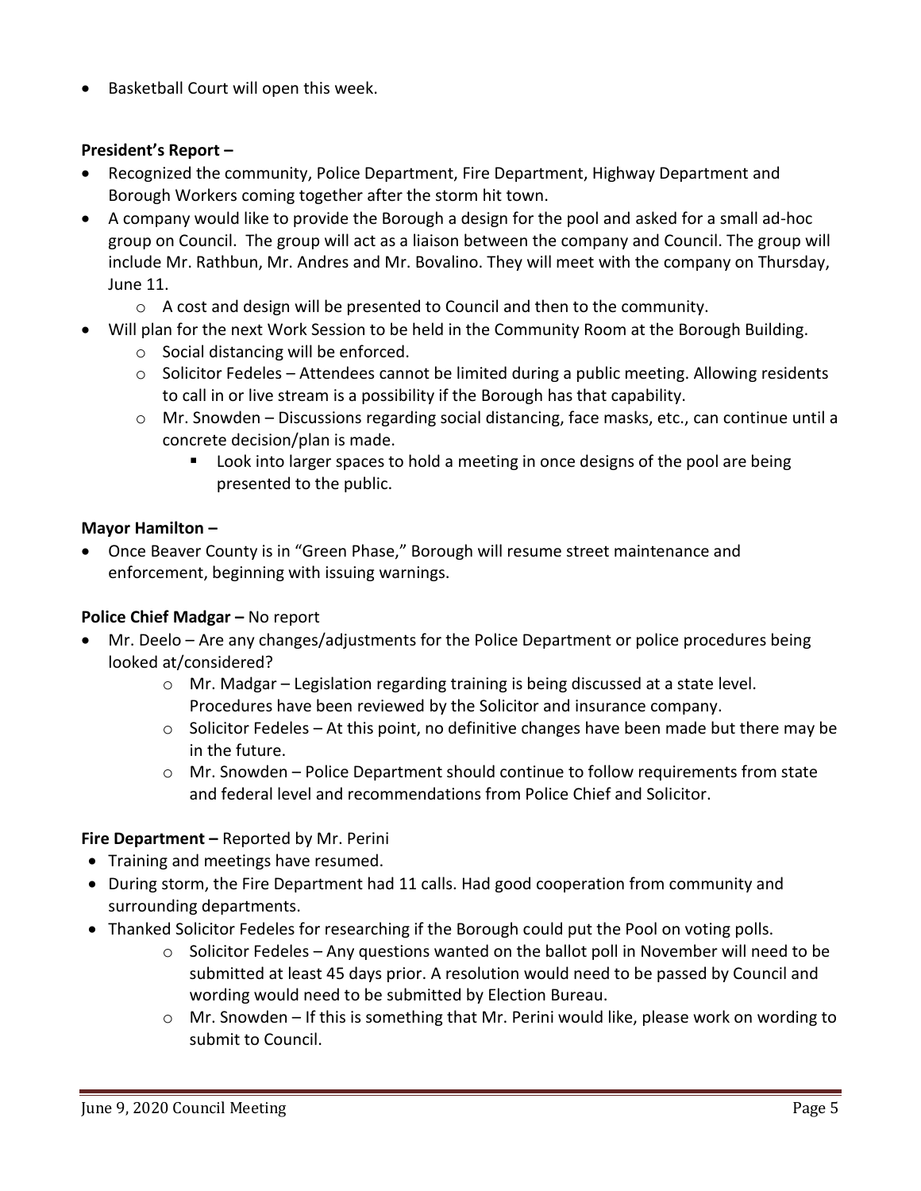- Basketball Court will open this week.

**President's Report –**

- Recognized the community, Police Department, Fire Department, Highway Department and Borough Workers coming together after the storm hit town.
- A company would like to provide the Borough a design for the pool and asked for a small ad-hoc group on Council. The group will act as a liaison between the company and Council. The group will include Mr. Rathbun, Mr. Andres and Mr. Bovalino. They will meet with the company on Thursday, June 11.
    - A cost and design will be presented to Council and then to the community.
- Will plan for the next Work Session to be held in the Community Room at the Borough Building.
    - Social distancing will be enforced.
    - Solicitor Fedeles – Attendees cannot be limited during a public meeting. Allowing residents to call in or live stream is a possibility if the Borough has that capability.
    - Mr. Snowden – Discussions regarding social distancing, face masks, etc., can continue until a concrete decision/plan is made.
        - Look into larger spaces to hold a meeting in once designs of the pool are being presented to the public.

**Mayor Hamilton –**

- Once Beaver County is in "Green Phase," Borough will resume street maintenance and enforcement, beginning with issuing warnings.

**Police Chief Madgar –** No report

- Mr. Deelo – Are any changes/adjustments for the Police Department or police procedures being looked at/considered?
    - Mr. Madgar – Legislation regarding training is being discussed at a state level. Procedures have been reviewed by the Solicitor and insurance company.
    - Solicitor Fedeles – At this point, no definitive changes have been made but there may be in the future.
    - Mr. Snowden – Police Department should continue to follow requirements from state and federal level and recommendations from Police Chief and Solicitor.

**Fire Department –** Reported by Mr. Perini

- Training and meetings have resumed.
- During storm, the Fire Department had 11 calls. Had good cooperation from community and surrounding departments.
- Thanked Solicitor Fedeles for researching if the Borough could put the Pool on voting polls.
    - Solicitor Fedeles – Any questions wanted on the ballot poll in November will need to be submitted at least 45 days prior. A resolution would need to be passed by Council and wording would need to be submitted by Election Bureau.
    - Mr. Snowden – If this is something that Mr. Perini would like, please work on wording to submit to Council.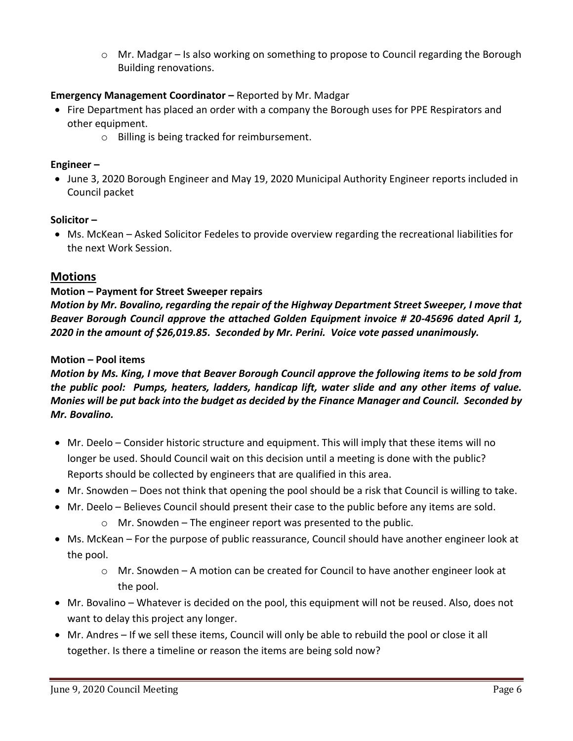- Mr. Madgar – Is also working on something to propose to Council regarding the Borough Building renovations.

**Emergency Management Coordinator –** Reported by Mr. Madgar

- Fire Department has placed an order with a company the Borough uses for PPE Respirators and other equipment.
    - Billing is being tracked for reimbursement.

**Engineer –**

- June 3, 2020 Borough Engineer and May 19, 2020 Municipal Authority Engineer reports included in Council packet

**Solicitor –**

- Ms. McKean – Asked Solicitor Fedeles to provide overview regarding the recreational liabilities for the next Work Session.

## Motions

**Motion – Payment for Street Sweeper repairs**

***Motion by Mr. Bovalino, regarding the repair of the Highway Department Street Sweeper, I move that Beaver Borough Council approve the attached Golden Equipment invoice # 20-45696 dated April 1, 2020 in the amount of $26,019.85. Seconded by Mr. Perini. Voice vote passed unanimously.***

**Motion – Pool items**

***Motion by Ms. King, I move that Beaver Borough Council approve the following items to be sold from the public pool: Pumps, heaters, ladders, handicap lift, water slide and any other items of value. Monies will be put back into the budget as decided by the Finance Manager and Council. Seconded by Mr. Bovalino.***

- Mr. Deelo – Consider historic structure and equipment. This will imply that these items will no longer be used. Should Council wait on this decision until a meeting is done with the public? Reports should be collected by engineers that are qualified in this area.
- Mr. Snowden – Does not think that opening the pool should be a risk that Council is willing to take.
- Mr. Deelo – Believes Council should present their case to the public before any items are sold.
    - Mr. Snowden – The engineer report was presented to the public.
- Ms. McKean – For the purpose of public reassurance, Council should have another engineer look at the pool.
    - Mr. Snowden – A motion can be created for Council to have another engineer look at the pool.
- Mr. Bovalino – Whatever is decided on the pool, this equipment will not be reused. Also, does not want to delay this project any longer.
- Mr. Andres – If we sell these items, Council will only be able to rebuild the pool or close it all together. Is there a timeline or reason the items are being sold now?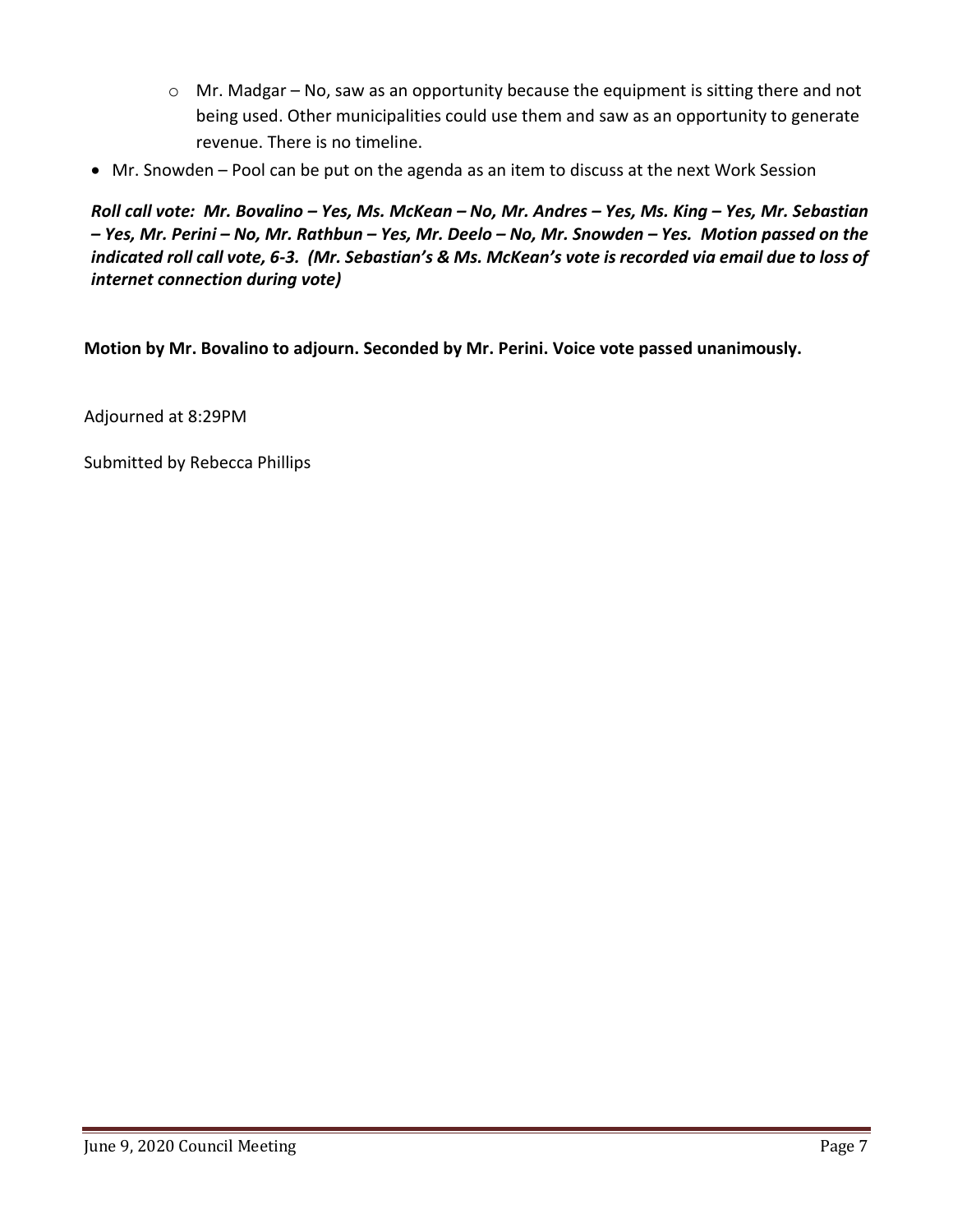- Mr. Madgar – No, saw as an opportunity because the equipment is sitting there and not being used. Other municipalities could use them and saw as an opportunity to generate revenue. There is no timeline.
- Mr. Snowden – Pool can be put on the agenda as an item to discuss at the next Work Session

***Roll call vote: Mr. Bovalino – Yes, Ms. McKean – No, Mr. Andres – Yes, Ms. King – Yes, Mr. Sebastian – Yes, Mr. Perini – No, Mr. Rathbun – Yes, Mr. Deelo – No, Mr. Snowden – Yes. Motion passed on the indicated roll call vote, 6-3. (Mr. Sebastian's & Ms. McKean's vote is recorded via email due to loss of internet connection during vote)***

**Motion by Mr. Bovalino to adjourn. Seconded by Mr. Perini. Voice vote passed unanimously.**

Adjourned at 8:29PM

Submitted by Rebecca Phillips